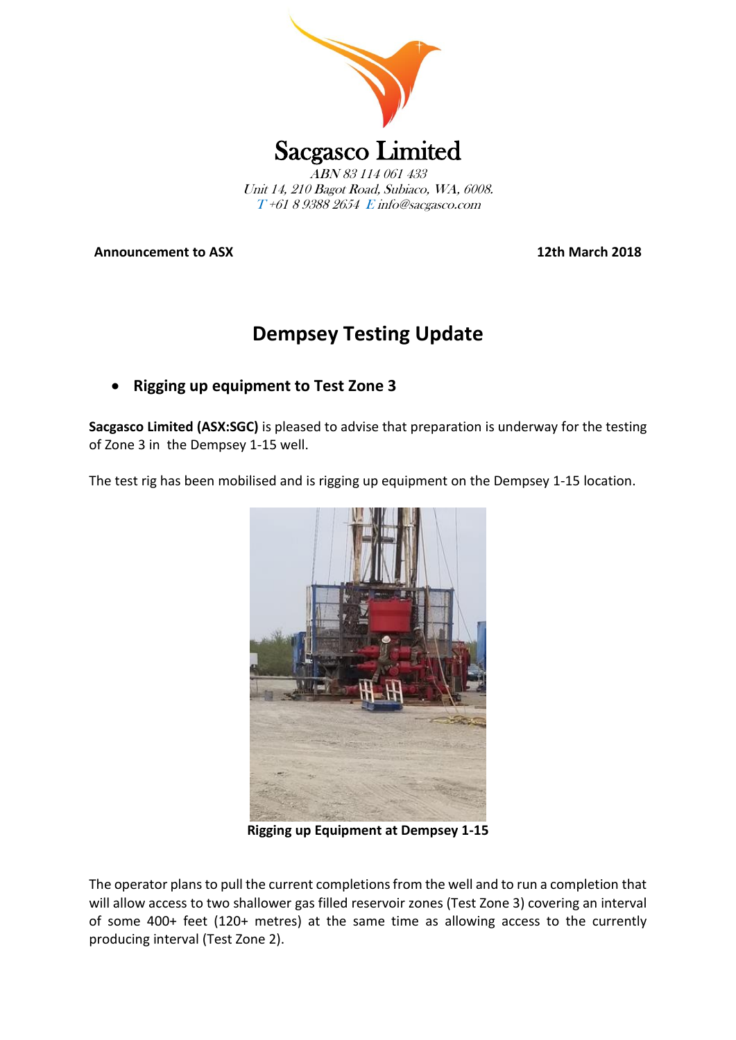# Sacgasco Limited

*ABN 83 114 061 433*
*Unit 14, 210 Bagot Road, Subiaco, WA, 6008.*
*T +61 8 9388 2654 E info@sacgasco.com*

**Announcement to ASX** **12th March 2018**

## Dempsey Testing Update

- **Rigging up equipment to Test Zone 3**

**Sacgasco Limited (ASX:SGC)** is pleased to advise that preparation is underway for the testing of Zone 3 in the Dempsey 1-15 well.

The test rig has been mobilised and is rigging up equipment on the Dempsey 1-15 location.

**Rigging up Equipment at Dempsey 1-15**

The operator plans to pull the current completions from the well and to run a completion that will allow access to two shallower gas filled reservoir zones (Test Zone 3) covering an interval of some 400+ feet (120+ metres) at the same time as allowing access to the currently producing interval (Test Zone 2).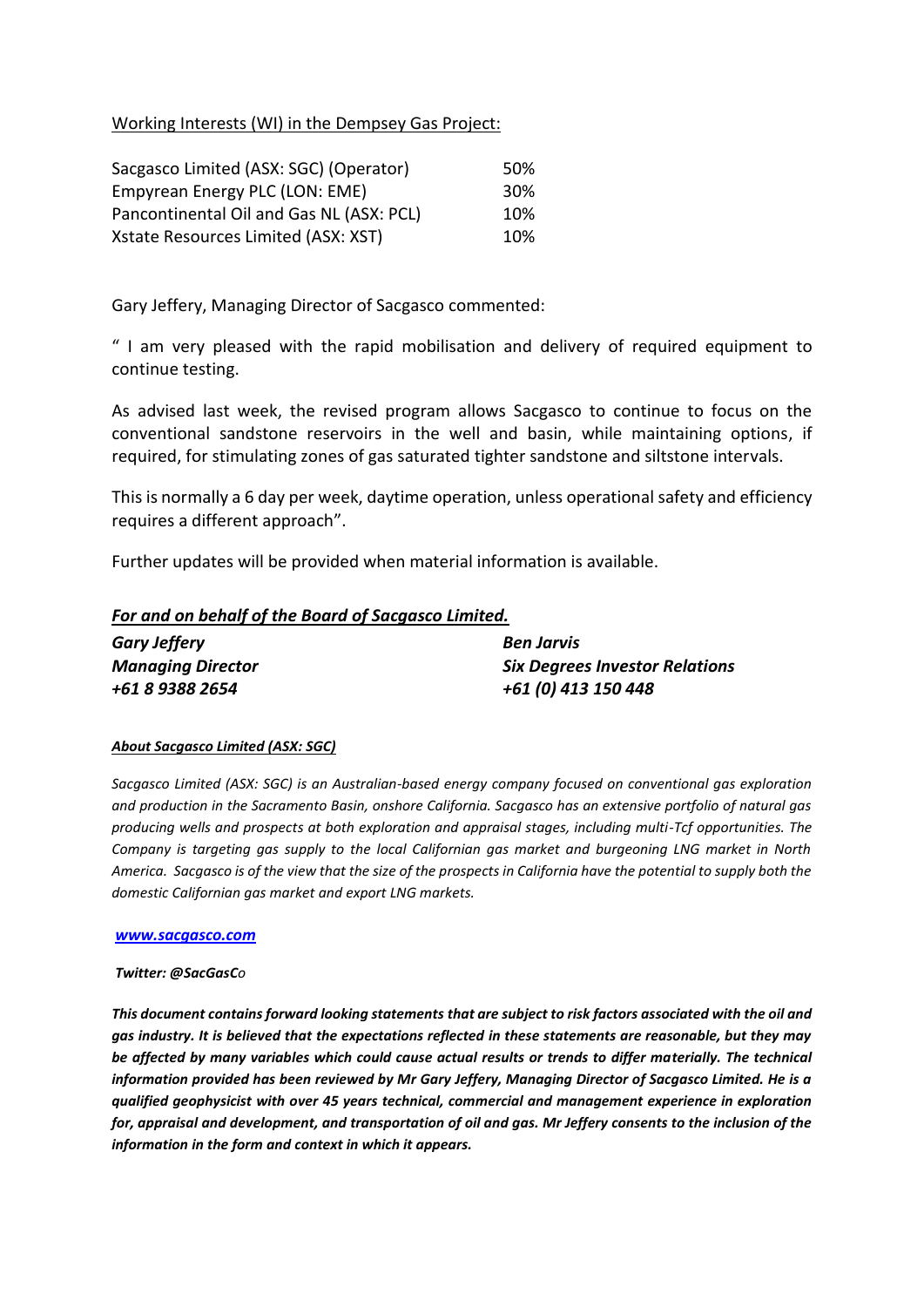Working Interests (WI) in the Dempsey Gas Project:

| | |
|---|---|
| Sacgasco Limited (ASX: SGC) (Operator) | 50% |
| Empyrean Energy PLC (LON: EME) | 30% |
| Pancontinental Oil and Gas NL (ASX: PCL) | 10% |
| Xstate Resources Limited (ASX: XST) | 10% |

Gary Jeffery, Managing Director of Sacgasco commented:

" I am very pleased with the rapid mobilisation and delivery of required equipment to continue testing.

As advised last week, the revised program allows Sacgasco to continue to focus on the conventional sandstone reservoirs in the well and basin, while maintaining options, if required, for stimulating zones of gas saturated tighter sandstone and siltstone intervals.

This is normally a 6 day per week, daytime operation, unless operational safety and efficiency requires a different approach".

Further updates will be provided when material information is available.

***For and on behalf of the Board of Sacgasco Limited.***

***Gary Jeffery***
***Managing Director***
***+61 8 9388 2654***

***Ben Jarvis***
***Six Degrees Investor Relations***
***+61 (0) 413 150 448***

***About Sacgasco Limited (ASX: SGC)***

*Sacgasco Limited (ASX: SGC) is an Australian-based energy company focused on conventional gas exploration and production in the Sacramento Basin, onshore California. Sacgasco has an extensive portfolio of natural gas producing wells and prospects at both exploration and appraisal stages, including multi-Tcf opportunities. The Company is targeting gas supply to the local Californian gas market and burgeoning LNG market in North America. Sacgasco is of the view that the size of the prospects in California have the potential to supply both the domestic Californian gas market and export LNG markets.*

***www.sacgasco.com***

***Twitter: @SacGasCo***

***This document contains forward looking statements that are subject to risk factors associated with the oil and gas industry. It is believed that the expectations reflected in these statements are reasonable, but they may be affected by many variables which could cause actual results or trends to differ materially. The technical information provided has been reviewed by Mr Gary Jeffery, Managing Director of Sacgasco Limited. He is a qualified geophysicist with over 45 years technical, commercial and management experience in exploration for, appraisal and development, and transportation of oil and gas. Mr Jeffery consents to the inclusion of the information in the form and context in which it appears.***